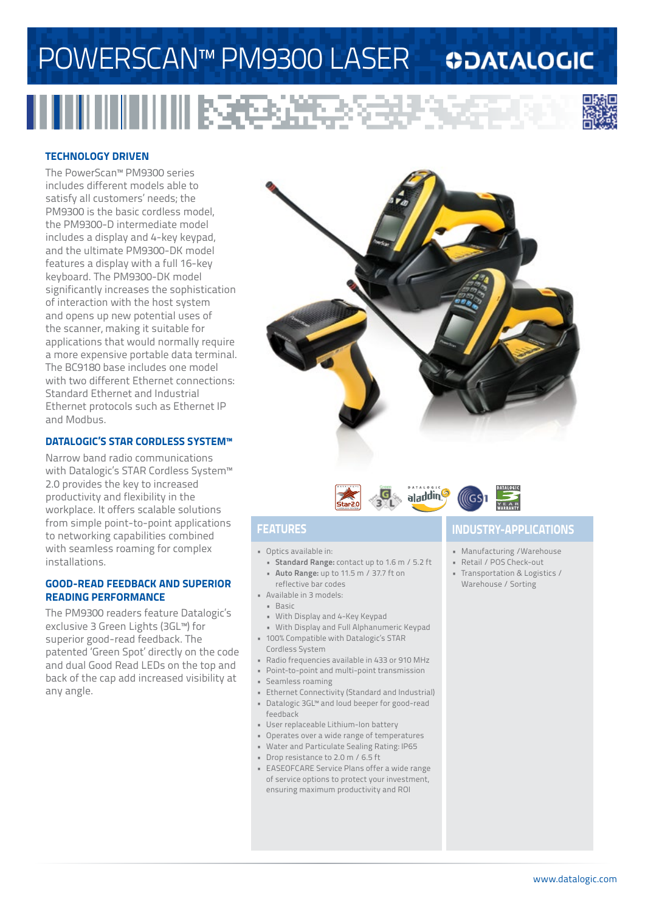# POWERSCAN™ PM9300 LASER

DATALOGIC

## TECHNOLOGY DRIVEN

The PowerScan™ PM9300 series includes different models able to satisfy all customers' needs; the PM9300 is the basic cordless model, the PM9300-D intermediate model includes a display and 4-key keypad, and the ultimate PM9300-DK model features a display with a full 16-key keyboard. The PM9300-DK model significantly increases the sophistication of interaction with the host system and opens up new potential uses of the scanner, making it suitable for applications that would normally require a more expensive portable data terminal. The BC9180 base includes one model with two different Ethernet connections: Standard Ethernet and Industrial Ethernet protocols such as Ethernet IP and Modbus.

## DATALOGIC'S STAR CORDLESS SYSTEM™

Narrow band radio communications with Datalogic's STAR Cordless System™ 2.0 provides the key to increased productivity and flexibility in the workplace. It offers scalable solutions from simple point-to-point applications to networking capabilities combined with seamless roaming for complex installations.

## GOOD-READ FEEDBACK AND SUPERIOR READING PERFORMANCE

The PM9300 readers feature Datalogic's exclusive 3 Green Lights (3GL™) for superior good-read feedback. The patented 'Green Spot' directly on the code and dual Good Read LEDs on the top and back of the cap add increased visibility at any angle.

## FEATURES

- Optics available in:
  - **Standard Range:** contact up to 1.6 m / 5.2 ft
  - **Auto Range:** up to 11.5 m / 37.7 ft on reflective bar codes
- Available in 3 models:
  - Basic
  - With Display and 4-Key Keypad
  - With Display and Full Alphanumeric Keypad
- 100% Compatible with Datalogic's STAR Cordless System
- Radio frequencies available in 433 or 910 MHz
- Point-to-point and multi-point transmission
- Seamless roaming
- Ethernet Connectivity (Standard and Industrial)
- Datalogic 3GL™ and loud beeper for good-read feedback
- User replaceable Lithium-Ion battery
- Operates over a wide range of temperatures
- Water and Particulate Sealing Rating: IP65
- Drop resistance to 2.0 m / 6.5 ft
- EASEOFCARE Service Plans offer a wide range of service options to protect your investment, ensuring maximum productivity and ROI

## INDUSTRY-APPLICATIONS

- Manufacturing /Warehouse
- Retail / POS Check-out
- Transportation & Logistics / Warehouse / Sorting

www.datalogic.com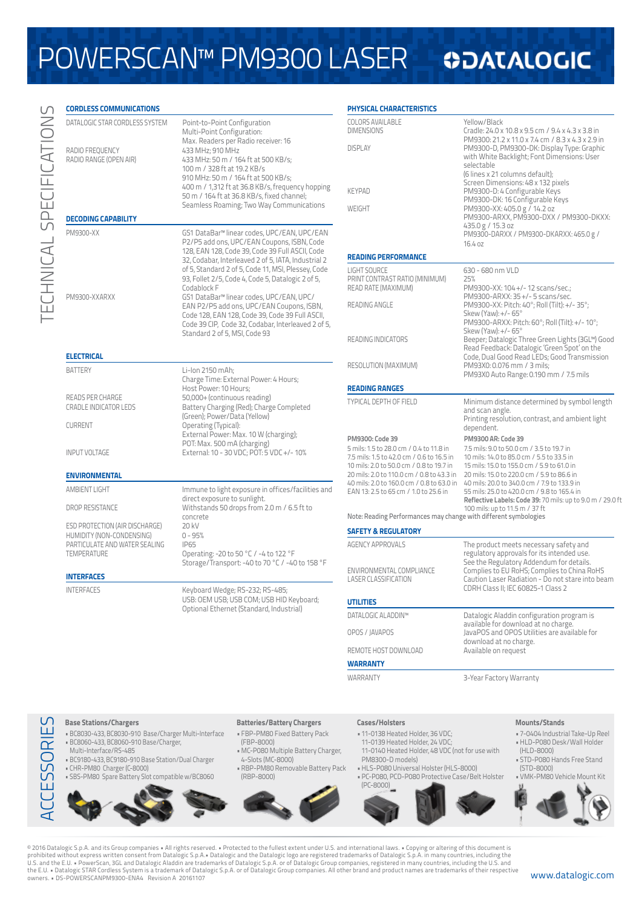# POWERSCAN™ PM9300 LASER

DATALOGIC

## TECHNICAL SPECIFICATIONS

### CORDLESS COMMUNICATIONS

| | |
|---|---|
| DATALOGIC STAR CORDLESS SYSTEM | Point-to-Point Configuration<br>Multi-Point Configuration:<br>Max. Readers per Radio receiver: 16 |
| RADIO FREQUENCY | 433 MHz; 910 MHz |
| RADIO RANGE (OPEN AIR) | 433 MHz: 50 m / 164 ft at 500 KB/s;<br>100 m / 328 ft at 19.2 KB/s<br>910 MHz: 50 m / 164 ft at 500 KB/s;<br>400 m / 1,312 ft at 36.8 KB/s, frequency hopping<br>50 m / 164 ft at 36.8 KB/s, fixed channel;<br>Seamless Roaming; Two Way Communications |

### DECODING CAPABILITY

| | |
|---|---|
| PM9300-XX | GS1 DataBar™ linear codes, UPC/EAN, UPC/EAN P2/P5 add ons, UPC/EAN Coupons, ISBN, Code 128, EAN 128, Code 39, Code 39 Full ASCII, Code 32, Codabar, Interleaved 2 of 5, IATA, Industrial 2 of 5, Standard 2 of 5, Code 11, MSI, Plessey, Code 93, Follet 2/5, Code 4, Code 5, Datalogic 2 of 5, Codablock F |
| PM9300-XXARXX | GS1 DataBar™ linear codes, UPC/EAN, UPC/EAN P2/P5 add ons, UPC/EAN Coupons, ISBN, Code 128, EAN 128, Code 39, Code 39 Full ASCII, Code 39 CIP, Code 32, Codabar, Interleaved 2 of 5, Standard 2 of 5, MSI, Code 93 |

### ELECTRICAL

| | |
|---|---|
| BATTERY | Li-Ion 2150 mAh;<br>Charge Time: External Power: 4 Hours;<br>Host Power: 10 Hours; |
| READS PER CHARGE | 50,000+ (continuous reading) |
| CRADLE INDICATOR LEDS | Battery Charging (Red); Charge Completed (Green); Power/Data (Yellow) |
| CURRENT | Operating (Typical):<br>External Power: Max. 10 W (charging);<br>POT: Max. 500 mA (charging) |
| INPUT VOLTAGE | External: 10 - 30 VDC; POT: 5 VDC +/- 10% |

### ENVIRONMENTAL

| | |
|---|---|
| AMBIENT LIGHT | Immune to light exposure in offices/facilities and direct exposure to sunlight. |
| DROP RESISTANCE | Withstands 50 drops from 2.0 m / 6.5 ft to concrete |
| ESD PROTECTION (AIR DISCHARGE) | 20 kV |
| HUMIDITY (NON-CONDENSING) | 0 - 95% |
| PARTICULATE AND WATER SEALING | IP65 |
| TEMPERATURE | Operating: -20 to 50 °C / -4 to 122 °F<br>Storage/Transport: -40 to 70 °C / -40 to 158 °F |

### INTERFACES

| | |
|---|---|
| INTERFACES | Keyboard Wedge; RS-232; RS-485;<br>USB: OEM USB; USB COM; USB HID Keyboard;<br>Optional Ethernet (Standard, Industrial) |

### PHYSICAL CHARACTERISTICS

| | |
|---|---|
| COLORS AVAILABLE | Yellow/Black |
| DIMENSIONS | Cradle: 24.0 x 10.8 x 9.5 cm / 9.4 x 4.3 x 3.8 in<br>PM9300: 21.2 x 11.0 x 7.4 cm / 8.3 x 4.3 x 2.9 in |
| DISPLAY | PM9300-D, PM9300-DK: Display Type: Graphic with White Backlight; Font Dimensions: User selectable<br>(6 lines x 21 columns default);<br>Screen Dimensions: 48 x 132 pixels |
| KEYPAD | PM9300-D: 4 Configurable Keys<br>PM9300-DK: 16 Configurable Keys |
| WEIGHT | PM9300-XX: 405.0 g / 14.2 oz<br>PM9300-ARXX, PM9300-DXX / PM9300-DKXX: 435.0 g / 15.3 oz<br>PM9300-DARXX / PM9300-DKARXX: 465.0 g / 16.4 oz |

### READING PERFORMANCE

| | |
|---|---|
| LIGHT SOURCE | 630 - 680 nm VLD |
| PRINT CONTRAST RATIO (MINIMUM) | 25% |
| READ RATE (MAXIMUM) | PM9300-XX: 104 +/- 12 scans/sec.;<br>PM9300-ARXX: 35 +/- 5 scans/sec. |
| READING ANGLE | PM9300-XX: Pitch: 40°; Roll (Tilt): +/- 35°; Skew (Yaw): +/- 65°<br>PM9300-ARXX: Pitch: 60°; Roll (Tilt): +/- 10°; Skew (Yaw): +/- 65° |
| READING INDICATORS | Beeper; Datalogic Three Green Lights (3GL™) Good Read Feedback; Datalogic 'Green Spot' on the Code, Dual Good Read LEDs; Good Transmission |
| RESOLUTION (MAXIMUM) | PM93X0: 0.076 mm / 3 mils;<br>PM93X0 Auto Range: 0.190 mm / 7.5 mils |

### READING RANGES

| | |
|---|---|
| TYPICAL DEPTH OF FIELD | Minimum distance determined by symbol length and scan angle.<br>Printing resolution, contrast, and ambient light dependent. |

| PM9300: Code 39 | PM9300 AR: Code 39 |
|---|---|
| 5 mils: 1.5 to 28.0 cm / 0.4 to 11.8 in | 7.5 mils: 9.0 to 50.0 cm / 3.5 to 19.7 in |
| 7.5 mils: 1.5 to 42.0 cm / 0.6 to 16.5 in | 10 mils: 14.0 to 85.0 cm / 5.5 to 33.5 in |
| 10 mils: 2.0 to 50.0 cm / 0.8 to 19.7 in | 15 mils: 15.0 to 155.0 cm / 5.9 to 61.0 in |
| 20 mils: 2.0 to 110.0 cm / 0.8 to 43.3 in | 20 mils: 15.0 to 220.0 cm / 5.9 to 86.6 in |
| 40 mils: 2.0 to 160.0 cm / 0.8 to 63.0 in | 40 mils: 20.0 to 340.0 cm / 7.9 to 133.9 in |
| EAN 13: 2.5 to 65 cm / 1.0 to 25.6 in | 55 mils: 25.0 to 420.0 cm / 9.8 to 165.4 in |
| | **Reflective Labels: Code 39:** 70 mils: up to 9.0 m / 29.0 ft<br>100 mils: up to 11.5 m / 37 ft |

Note: Reading Performances may change with different symbologies

### SAFETY & REGULATORY

| | |
|---|---|
| AGENCY APPROVALS | The product meets necessary safety and regulatory approvals for its intended use.<br>See the Regulatory Addendum for details. |
| ENVIRONMENTAL COMPLIANCE | Complies to EU RoHS; Complies to China RoHS |
| LASER CLASSIFICATION | Caution Laser Radiation - Do not stare into beam<br>CDRH Class II; IEC 60825-1 Class 2 |

### UTILITIES

| | |
|---|---|
| DATALOGIC ALADDIN™ | Datalogic Aladdin configuration program is available for download at no charge. |
| OPOS / JAVAPOS | JavaPOS and OPOS Utilities are available for download at no charge. |
| REMOTE HOST DOWNLOAD | Available on request |

### WARRANTY

| | |
|---|---|
| WARRANTY | 3-Year Factory Warranty |

## ACCESSORIES

**Base Stations/Chargers**
- BC8030-433, BC8030-910 Base/Charger Multi-Interface
- BC8060-433, BC8060-910 Base/Charger, Multi-Interface/RS-485
- BC9180-433, BC9180-910 Base Station/Dual Charger
- CHR-PM80 Charger (C-8000)
- SBS-PM80 Spare Battery Slot compatible w/BC8060

**Batteries/Battery Chargers**
- FBP-PM80 Fixed Battery Pack (FBP-8000)
- MC-P080 Multiple Battery Charger, 4-Slots (MC-8000)
- RBP-PM80 Removable Battery Pack (RBP-8000)

**Cases/Holsters**
- 11-0138 Heated Holder, 36 VDC;
  11-0139 Heated Holder, 24 VDC;
  11-0140 Heated Holder, 48 VDC (not for use with PM8300-D models)
- HLS-P080 Universal Holster (HLS-8000)
- PC-P080, PCD-P080 Protective Case/Belt Holster (PC-8000)

**Mounts/Stands**
- 7-0404 Industrial Take-Up Reel
- HLD-P080 Desk/Wall Holder (HLD-8000)
- STD-P080 Hands Free Stand (STD-8000)
- VMK-PM80 Vehicle Mount Kit

© 2016 Datalogic S.p.A. and its Group companies • All rights reserved. • Protected to the fullest extent under U.S. and international laws. • Copying or altering of this document is prohibited without express written consent from Datalogic S.p.A. • Datalogic and the Datalogic logo are registered trademarks of Datalogic S.p.A. in many countries, including the U.S. and the E.U. • PowerScan, 3GL and Datalogic Aladdin are trademarks of Datalogic S.p.A. or of Datalogic Group companies, registered in many countries, including the U.S. and the E.U. • Datalogic STAR Cordless System is a trademark of Datalogic S.p.A. or of Datalogic Group companies. All other brand and product names are trademarks of their respective owners. • DS-POWERSCANPM9300-ENA4 Revision A 20161107

www.datalogic.com